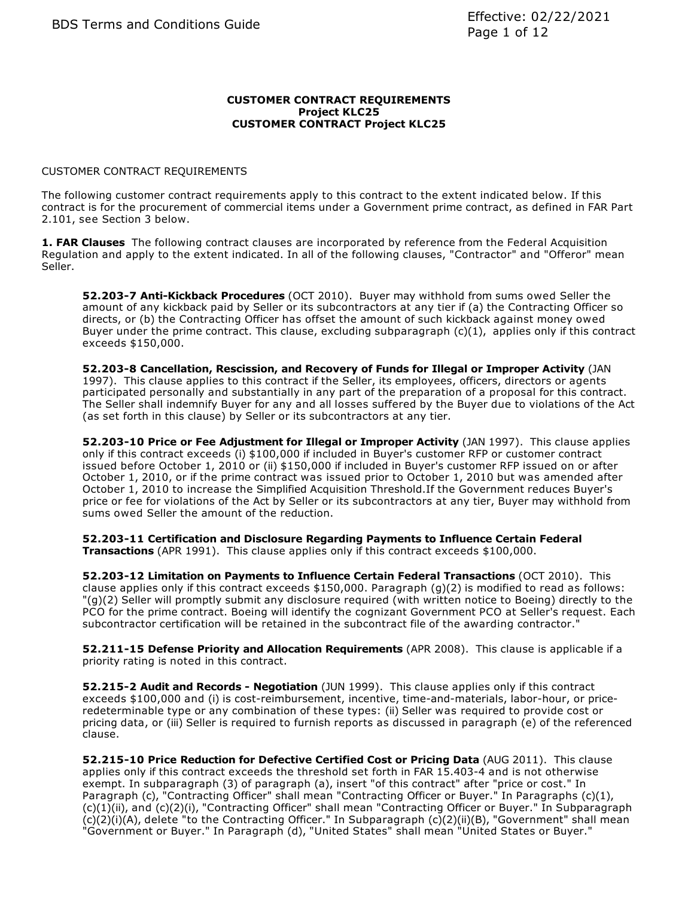**CUSTOMER CONTRACT REQUIREMENTS**
**Project KLC25**
**CUSTOMER CONTRACT Project KLC25**

CUSTOMER CONTRACT REQUIREMENTS

The following customer contract requirements apply to this contract to the extent indicated below. If this contract is for the procurement of commercial items under a Government prime contract, as defined in FAR Part 2.101, see Section 3 below.

**1. FAR Clauses** The following contract clauses are incorporated by reference from the Federal Acquisition Regulation and apply to the extent indicated. In all of the following clauses, "Contractor" and "Offeror" mean Seller.

**52.203-7 Anti-Kickback Procedures** (OCT 2010). Buyer may withhold from sums owed Seller the amount of any kickback paid by Seller or its subcontractors at any tier if (a) the Contracting Officer so directs, or (b) the Contracting Officer has offset the amount of such kickback against money owed Buyer under the prime contract. This clause, excluding subparagraph (c)(1), applies only if this contract exceeds $150,000.

**52.203-8 Cancellation, Rescission, and Recovery of Funds for Illegal or Improper Activity** (JAN 1997). This clause applies to this contract if the Seller, its employees, officers, directors or agents participated personally and substantially in any part of the preparation of a proposal for this contract. The Seller shall indemnify Buyer for any and all losses suffered by the Buyer due to violations of the Act (as set forth in this clause) by Seller or its subcontractors at any tier.

**52.203-10 Price or Fee Adjustment for Illegal or Improper Activity** (JAN 1997). This clause applies only if this contract exceeds (i) $100,000 if included in Buyer's customer RFP or customer contract issued before October 1, 2010 or (ii) $150,000 if included in Buyer's customer RFP issued on or after October 1, 2010, or if the prime contract was issued prior to October 1, 2010 but was amended after October 1, 2010 to increase the Simplified Acquisition Threshold.If the Government reduces Buyer's price or fee for violations of the Act by Seller or its subcontractors at any tier, Buyer may withhold from sums owed Seller the amount of the reduction.

**52.203-11 Certification and Disclosure Regarding Payments to Influence Certain Federal Transactions** (APR 1991). This clause applies only if this contract exceeds $100,000.

**52.203-12 Limitation on Payments to Influence Certain Federal Transactions** (OCT 2010). This clause applies only if this contract exceeds $150,000. Paragraph (g)(2) is modified to read as follows: "(g)(2) Seller will promptly submit any disclosure required (with written notice to Boeing) directly to the PCO for the prime contract. Boeing will identify the cognizant Government PCO at Seller's request. Each subcontractor certification will be retained in the subcontract file of the awarding contractor."

**52.211-15 Defense Priority and Allocation Requirements** (APR 2008). This clause is applicable if a priority rating is noted in this contract.

**52.215-2 Audit and Records - Negotiation** (JUN 1999). This clause applies only if this contract exceeds $100,000 and (i) is cost-reimbursement, incentive, time-and-materials, labor-hour, or price-redeterminable type or any combination of these types: (ii) Seller was required to provide cost or pricing data, or (iii) Seller is required to furnish reports as discussed in paragraph (e) of the referenced clause.

**52.215-10 Price Reduction for Defective Certified Cost or Pricing Data** (AUG 2011). This clause applies only if this contract exceeds the threshold set forth in FAR 15.403-4 and is not otherwise exempt. In subparagraph (3) of paragraph (a), insert "of this contract" after "price or cost." In Paragraph (c), "Contracting Officer" shall mean "Contracting Officer or Buyer." In Paragraphs (c)(1), (c)(1)(ii), and (c)(2)(i), "Contracting Officer" shall mean "Contracting Officer or Buyer." In Subparagraph (c)(2)(i)(A), delete "to the Contracting Officer." In Subparagraph (c)(2)(ii)(B), "Government" shall mean "Government or Buyer." In Paragraph (d), "United States" shall mean "United States or Buyer."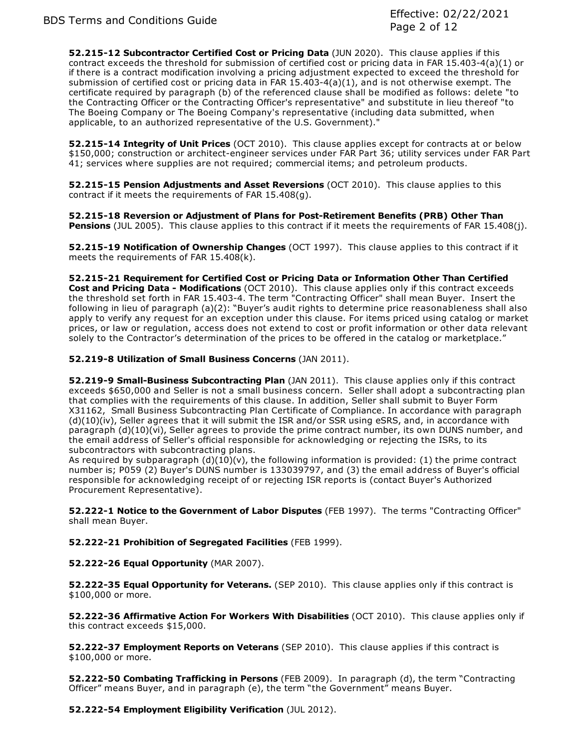**52.215-12 Subcontractor Certified Cost or Pricing Data** (JUN 2020). This clause applies if this contract exceeds the threshold for submission of certified cost or pricing data in FAR 15.403-4(a)(1) or if there is a contract modification involving a pricing adjustment expected to exceed the threshold for submission of certified cost or pricing data in FAR 15.403-4(a)(1), and is not otherwise exempt. The certificate required by paragraph (b) of the referenced clause shall be modified as follows: delete "to the Contracting Officer or the Contracting Officer's representative" and substitute in lieu thereof "to The Boeing Company or The Boeing Company's representative (including data submitted, when applicable, to an authorized representative of the U.S. Government)."

**52.215-14 Integrity of Unit Prices** (OCT 2010). This clause applies except for contracts at or below $150,000; construction or architect-engineer services under FAR Part 36; utility services under FAR Part 41; services where supplies are not required; commercial items; and petroleum products.

**52.215-15 Pension Adjustments and Asset Reversions** (OCT 2010). This clause applies to this contract if it meets the requirements of FAR 15.408(g).

**52.215-18 Reversion or Adjustment of Plans for Post-Retirement Benefits (PRB) Other Than Pensions** (JUL 2005). This clause applies to this contract if it meets the requirements of FAR 15.408(j).

**52.215-19 Notification of Ownership Changes** (OCT 1997). This clause applies to this contract if it meets the requirements of FAR 15.408(k).

**52.215-21 Requirement for Certified Cost or Pricing Data or Information Other Than Certified Cost and Pricing Data - Modifications** (OCT 2010). This clause applies only if this contract exceeds the threshold set forth in FAR 15.403-4. The term "Contracting Officer" shall mean Buyer. Insert the following in lieu of paragraph (a)(2): "Buyer's audit rights to determine price reasonableness shall also apply to verify any request for an exception under this clause. For items priced using catalog or market prices, or law or regulation, access does not extend to cost or profit information or other data relevant solely to the Contractor's determination of the prices to be offered in the catalog or marketplace."

**52.219-8 Utilization of Small Business Concerns** (JAN 2011).

**52.219-9 Small-Business Subcontracting Plan** (JAN 2011). This clause applies only if this contract exceeds $650,000 and Seller is not a small business concern. Seller shall adopt a subcontracting plan that complies with the requirements of this clause. In addition, Seller shall submit to Buyer Form X31162, Small Business Subcontracting Plan Certificate of Compliance. In accordance with paragraph (d)(10)(iv), Seller agrees that it will submit the ISR and/or SSR using eSRS, and, in accordance with paragraph (d)(10)(vi), Seller agrees to provide the prime contract number, its own DUNS number, and the email address of Seller's official responsible for acknowledging or rejecting the ISRs, to its subcontractors with subcontracting plans.
As required by subparagraph (d)(10)(v), the following information is provided: (1) the prime contract number is; P059 (2) Buyer's DUNS number is 133039797, and (3) the email address of Buyer's official responsible for acknowledging receipt of or rejecting ISR reports is (contact Buyer's Authorized Procurement Representative).

**52.222-1 Notice to the Government of Labor Disputes** (FEB 1997). The terms "Contracting Officer" shall mean Buyer.

**52.222-21 Prohibition of Segregated Facilities** (FEB 1999).

**52.222-26 Equal Opportunity** (MAR 2007).

**52.222-35 Equal Opportunity for Veterans.** (SEP 2010). This clause applies only if this contract is $100,000 or more.

**52.222-36 Affirmative Action For Workers With Disabilities** (OCT 2010). This clause applies only if this contract exceeds $15,000.

**52.222-37 Employment Reports on Veterans** (SEP 2010). This clause applies if this contract is $100,000 or more.

**52.222-50 Combating Trafficking in Persons** (FEB 2009). In paragraph (d), the term "Contracting Officer" means Buyer, and in paragraph (e), the term "the Government" means Buyer.

**52.222-54 Employment Eligibility Verification** (JUL 2012).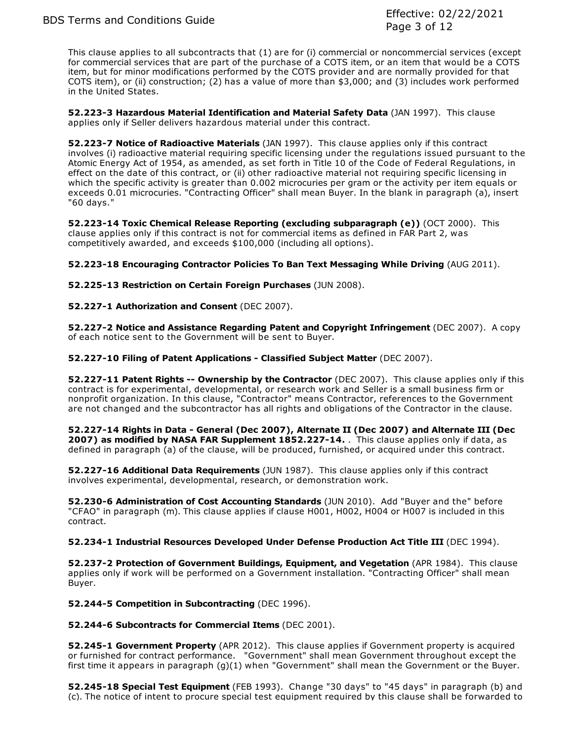This clause applies to all subcontracts that (1) are for (i) commercial or noncommercial services (except for commercial services that are part of the purchase of a COTS item, or an item that would be a COTS item, but for minor modifications performed by the COTS provider and are normally provided for that COTS item), or (ii) construction; (2) has a value of more than $3,000; and (3) includes work performed in the United States.

**52.223-3 Hazardous Material Identification and Material Safety Data** (JAN 1997). This clause applies only if Seller delivers hazardous material under this contract.

**52.223-7 Notice of Radioactive Materials** (JAN 1997). This clause applies only if this contract involves (i) radioactive material requiring specific licensing under the regulations issued pursuant to the Atomic Energy Act of 1954, as amended, as set forth in Title 10 of the Code of Federal Regulations, in effect on the date of this contract, or (ii) other radioactive material not requiring specific licensing in which the specific activity is greater than 0.002 microcuries per gram or the activity per item equals or exceeds 0.01 microcuries. "Contracting Officer" shall mean Buyer. In the blank in paragraph (a), insert "60 days."

**52.223-14 Toxic Chemical Release Reporting (excluding subparagraph (e))** (OCT 2000). This clause applies only if this contract is not for commercial items as defined in FAR Part 2, was competitively awarded, and exceeds $100,000 (including all options).

**52.223-18 Encouraging Contractor Policies To Ban Text Messaging While Driving** (AUG 2011).

**52.225-13 Restriction on Certain Foreign Purchases** (JUN 2008).

**52.227-1 Authorization and Consent** (DEC 2007).

**52.227-2 Notice and Assistance Regarding Patent and Copyright Infringement** (DEC 2007). A copy of each notice sent to the Government will be sent to Buyer.

**52.227-10 Filing of Patent Applications - Classified Subject Matter** (DEC 2007).

**52.227-11 Patent Rights -- Ownership by the Contractor** (DEC 2007). This clause applies only if this contract is for experimental, developmental, or research work and Seller is a small business firm or nonprofit organization. In this clause, "Contractor" means Contractor, references to the Government are not changed and the subcontractor has all rights and obligations of the Contractor in the clause.

**52.227-14 Rights in Data - General (Dec 2007), Alternate II (Dec 2007) and Alternate III (Dec 2007) as modified by NASA FAR Supplement 1852.227-14.** . This clause applies only if data, as defined in paragraph (a) of the clause, will be produced, furnished, or acquired under this contract.

**52.227-16 Additional Data Requirements** (JUN 1987). This clause applies only if this contract involves experimental, developmental, research, or demonstration work.

**52.230-6 Administration of Cost Accounting Standards** (JUN 2010). Add "Buyer and the" before "CFAO" in paragraph (m). This clause applies if clause H001, H002, H004 or H007 is included in this contract.

**52.234-1 Industrial Resources Developed Under Defense Production Act Title III** (DEC 1994).

**52.237-2 Protection of Government Buildings, Equipment, and Vegetation** (APR 1984). This clause applies only if work will be performed on a Government installation. "Contracting Officer" shall mean Buyer.

**52.244-5 Competition in Subcontracting** (DEC 1996).

**52.244-6 Subcontracts for Commercial Items** (DEC 2001).

**52.245-1 Government Property** (APR 2012). This clause applies if Government property is acquired or furnished for contract performance. "Government" shall mean Government throughout except the first time it appears in paragraph (g)(1) when "Government" shall mean the Government or the Buyer.

**52.245-18 Special Test Equipment** (FEB 1993). Change "30 days" to "45 days" in paragraph (b) and (c). The notice of intent to procure special test equipment required by this clause shall be forwarded to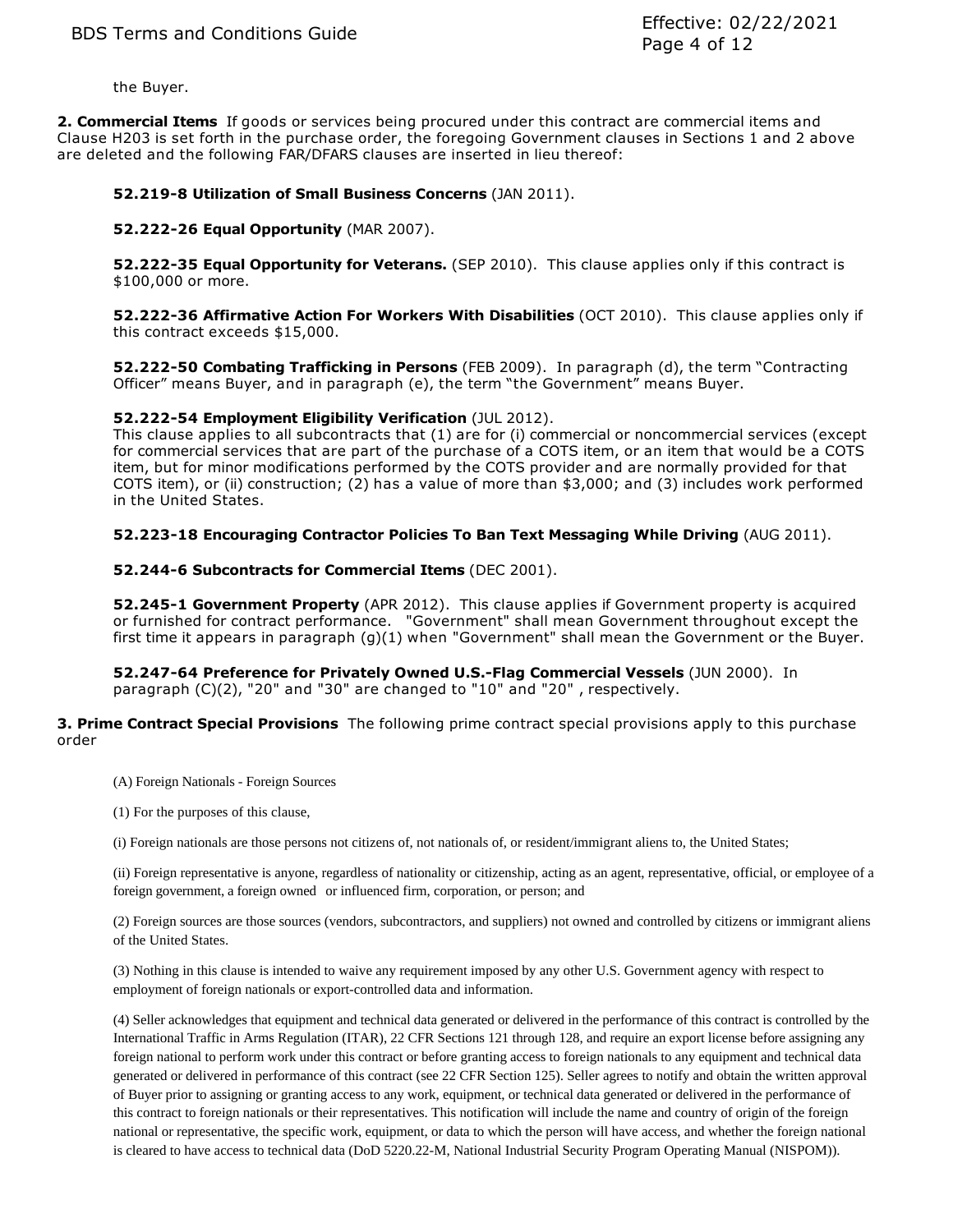the Buyer.

**2. Commercial Items** If goods or services being procured under this contract are commercial items and Clause H203 is set forth in the purchase order, the foregoing Government clauses in Sections 1 and 2 above are deleted and the following FAR/DFARS clauses are inserted in lieu thereof:

**52.219-8 Utilization of Small Business Concerns** (JAN 2011).

**52.222-26 Equal Opportunity** (MAR 2007).

**52.222-35 Equal Opportunity for Veterans.** (SEP 2010). This clause applies only if this contract is $100,000 or more.

**52.222-36 Affirmative Action For Workers With Disabilities** (OCT 2010). This clause applies only if this contract exceeds $15,000.

**52.222-50 Combating Trafficking in Persons** (FEB 2009). In paragraph (d), the term "Contracting Officer" means Buyer, and in paragraph (e), the term "the Government" means Buyer.

**52.222-54 Employment Eligibility Verification** (JUL 2012).
This clause applies to all subcontracts that (1) are for (i) commercial or noncommercial services (except for commercial services that are part of the purchase of a COTS item, or an item that would be a COTS item, but for minor modifications performed by the COTS provider and are normally provided for that COTS item), or (ii) construction; (2) has a value of more than $3,000; and (3) includes work performed in the United States.

**52.223-18 Encouraging Contractor Policies To Ban Text Messaging While Driving** (AUG 2011).

**52.244-6 Subcontracts for Commercial Items** (DEC 2001).

**52.245-1 Government Property** (APR 2012). This clause applies if Government property is acquired or furnished for contract performance. "Government" shall mean Government throughout except the first time it appears in paragraph (g)(1) when "Government" shall mean the Government or the Buyer.

**52.247-64 Preference for Privately Owned U.S.-Flag Commercial Vessels** (JUN 2000). In paragraph (C)(2), "20" and "30" are changed to "10" and "20" , respectively.

**3. Prime Contract Special Provisions** The following prime contract special provisions apply to this purchase order

(A) Foreign Nationals - Foreign Sources

(1) For the purposes of this clause,

(i) Foreign nationals are those persons not citizens of, not nationals of, or resident/immigrant aliens to, the United States;

(ii) Foreign representative is anyone, regardless of nationality or citizenship, acting as an agent, representative, official, or employee of a foreign government, a foreign owned or influenced firm, corporation, or person; and

(2) Foreign sources are those sources (vendors, subcontractors, and suppliers) not owned and controlled by citizens or immigrant aliens of the United States.

(3) Nothing in this clause is intended to waive any requirement imposed by any other U.S. Government agency with respect to employment of foreign nationals or export-controlled data and information.

(4) Seller acknowledges that equipment and technical data generated or delivered in the performance of this contract is controlled by the International Traffic in Arms Regulation (ITAR), 22 CFR Sections 121 through 128, and require an export license before assigning any foreign national to perform work under this contract or before granting access to foreign nationals to any equipment and technical data generated or delivered in performance of this contract (see 22 CFR Section 125). Seller agrees to notify and obtain the written approval of Buyer prior to assigning or granting access to any work, equipment, or technical data generated or delivered in the performance of this contract to foreign nationals or their representatives. This notification will include the name and country of origin of the foreign national or representative, the specific work, equipment, or data to which the person will have access, and whether the foreign national is cleared to have access to technical data (DoD 5220.22-M, National Industrial Security Program Operating Manual (NISPOM)).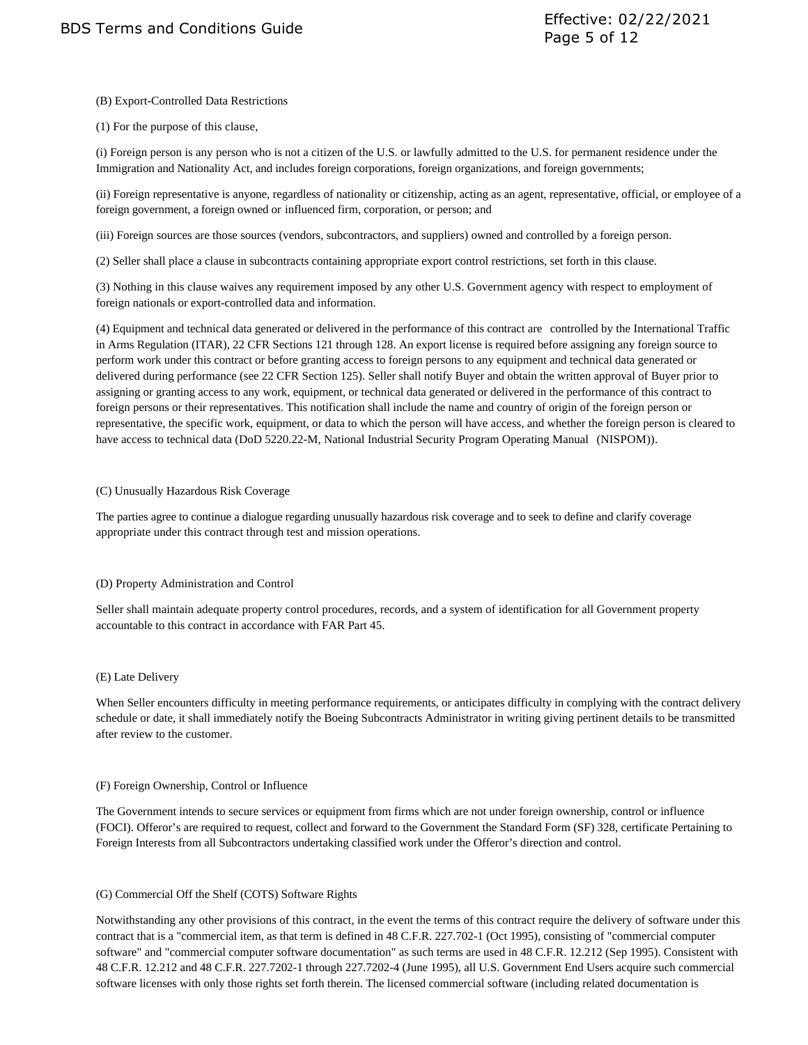(B) Export-Controlled Data Restrictions

(1) For the purpose of this clause,

(i) Foreign person is any person who is not a citizen of the U.S. or lawfully admitted to the U.S. for permanent residence under the Immigration and Nationality Act, and includes foreign corporations, foreign organizations, and foreign governments;

(ii) Foreign representative is anyone, regardless of nationality or citizenship, acting as an agent, representative, official, or employee of a foreign government, a foreign owned or influenced firm, corporation, or person; and

(iii) Foreign sources are those sources (vendors, subcontractors, and suppliers) owned and controlled by a foreign person.

(2) Seller shall place a clause in subcontracts containing appropriate export control restrictions, set forth in this clause.

(3) Nothing in this clause waives any requirement imposed by any other U.S. Government agency with respect to employment of foreign nationals or export-controlled data and information.

(4) Equipment and technical data generated or delivered in the performance of this contract are controlled by the International Traffic in Arms Regulation (ITAR), 22 CFR Sections 121 through 128. An export license is required before assigning any foreign source to perform work under this contract or before granting access to foreign persons to any equipment and technical data generated or delivered during performance (see 22 CFR Section 125). Seller shall notify Buyer and obtain the written approval of Buyer prior to assigning or granting access to any work, equipment, or technical data generated or delivered in the performance of this contract to foreign persons or their representatives. This notification shall include the name and country of origin of the foreign person or representative, the specific work, equipment, or data to which the person will have access, and whether the foreign person is cleared to have access to technical data (DoD 5220.22-M, National Industrial Security Program Operating Manual (NISPOM)).

(C) Unusually Hazardous Risk Coverage

The parties agree to continue a dialogue regarding unusually hazardous risk coverage and to seek to define and clarify coverage appropriate under this contract through test and mission operations.

(D) Property Administration and Control

Seller shall maintain adequate property control procedures, records, and a system of identification for all Government property accountable to this contract in accordance with FAR Part 45.

(E) Late Delivery

When Seller encounters difficulty in meeting performance requirements, or anticipates difficulty in complying with the contract delivery schedule or date, it shall immediately notify the Boeing Subcontracts Administrator in writing giving pertinent details to be transmitted after review to the customer.

(F) Foreign Ownership, Control or Influence

The Government intends to secure services or equipment from firms which are not under foreign ownership, control or influence (FOCI). Offeror's are required to request, collect and forward to the Government the Standard Form (SF) 328, certificate Pertaining to Foreign Interests from all Subcontractors undertaking classified work under the Offeror's direction and control.

(G) Commercial Off the Shelf (COTS) Software Rights

Notwithstanding any other provisions of this contract, in the event the terms of this contract require the delivery of software under this contract that is a "commercial item, as that term is defined in 48 C.F.R. 227.702-1 (Oct 1995), consisting of "commercial computer software" and "commercial computer software documentation" as such terms are used in 48 C.F.R. 12.212 (Sep 1995). Consistent with 48 C.F.R. 12.212 and 48 C.F.R. 227.7202-1 through 227.7202-4 (June 1995), all U.S. Government End Users acquire such commercial software licenses with only those rights set forth therein. The licensed commercial software (including related documentation is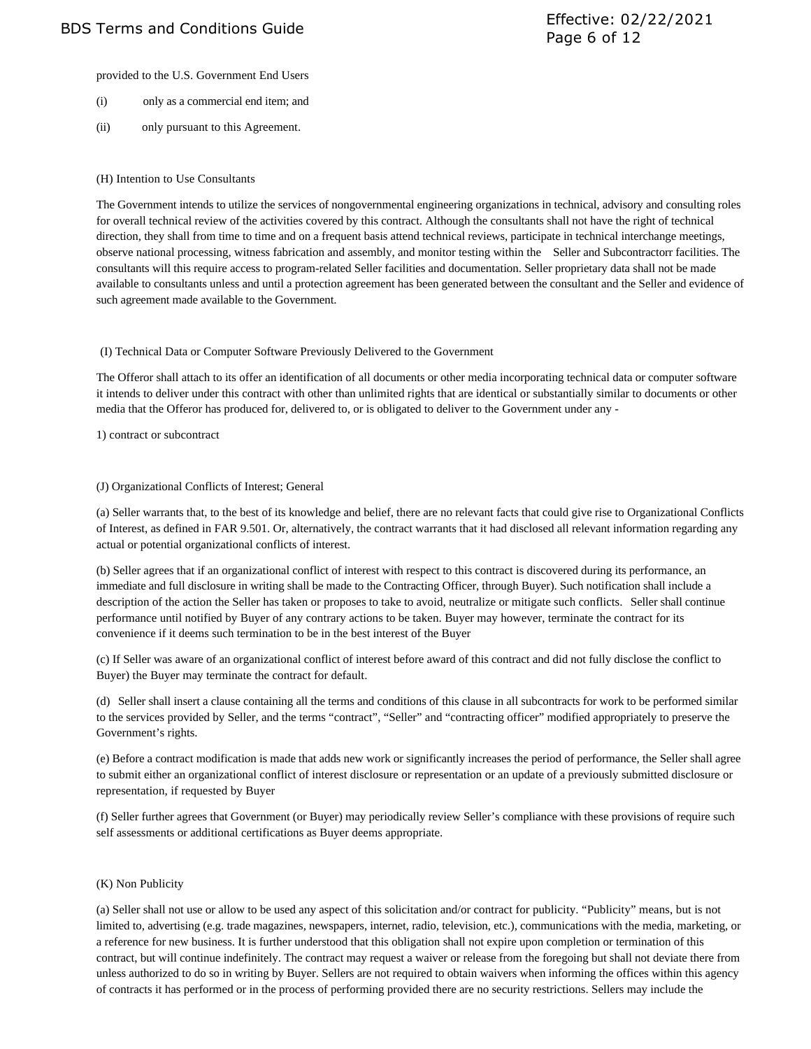provided to the U.S. Government End Users

(i) only as a commercial end item; and

(ii) only pursuant to this Agreement.

(H) Intention to Use Consultants

The Government intends to utilize the services of nongovernmental engineering organizations in technical, advisory and consulting roles for overall technical review of the activities covered by this contract. Although the consultants shall not have the right of technical direction, they shall from time to time and on a frequent basis attend technical reviews, participate in technical interchange meetings, observe national processing, witness fabrication and assembly, and monitor testing within the Seller and Subcontractorr facilities. The consultants will this require access to program-related Seller facilities and documentation. Seller proprietary data shall not be made available to consultants unless and until a protection agreement has been generated between the consultant and the Seller and evidence of such agreement made available to the Government.

(I) Technical Data or Computer Software Previously Delivered to the Government

The Offeror shall attach to its offer an identification of all documents or other media incorporating technical data or computer software it intends to deliver under this contract with other than unlimited rights that are identical or substantially similar to documents or other media that the Offeror has produced for, delivered to, or is obligated to deliver to the Government under any -

1) contract or subcontract

(J) Organizational Conflicts of Interest; General

(a) Seller warrants that, to the best of its knowledge and belief, there are no relevant facts that could give rise to Organizational Conflicts of Interest, as defined in FAR 9.501. Or, alternatively, the contract warrants that it had disclosed all relevant information regarding any actual or potential organizational conflicts of interest.

(b) Seller agrees that if an organizational conflict of interest with respect to this contract is discovered during its performance, an immediate and full disclosure in writing shall be made to the Contracting Officer, through Buyer). Such notification shall include a description of the action the Seller has taken or proposes to take to avoid, neutralize or mitigate such conflicts. Seller shall continue performance until notified by Buyer of any contrary actions to be taken. Buyer may however, terminate the contract for its convenience if it deems such termination to be in the best interest of the Buyer

(c) If Seller was aware of an organizational conflict of interest before award of this contract and did not fully disclose the conflict to Buyer) the Buyer may terminate the contract for default.

(d) Seller shall insert a clause containing all the terms and conditions of this clause in all subcontracts for work to be performed similar to the services provided by Seller, and the terms “contract”, “Seller” and “contracting officer” modified appropriately to preserve the Government’s rights.

(e) Before a contract modification is made that adds new work or significantly increases the period of performance, the Seller shall agree to submit either an organizational conflict of interest disclosure or representation or an update of a previously submitted disclosure or representation, if requested by Buyer

(f) Seller further agrees that Government (or Buyer) may periodically review Seller’s compliance with these provisions of require such self assessments or additional certifications as Buyer deems appropriate.

(K) Non Publicity

(a) Seller shall not use or allow to be used any aspect of this solicitation and/or contract for publicity. “Publicity” means, but is not limited to, advertising (e.g. trade magazines, newspapers, internet, radio, television, etc.), communications with the media, marketing, or a reference for new business. It is further understood that this obligation shall not expire upon completion or termination of this contract, but will continue indefinitely. The contract may request a waiver or release from the foregoing but shall not deviate there from unless authorized to do so in writing by Buyer. Sellers are not required to obtain waivers when informing the offices within this agency of contracts it has performed or in the process of performing provided there are no security restrictions. Sellers may include the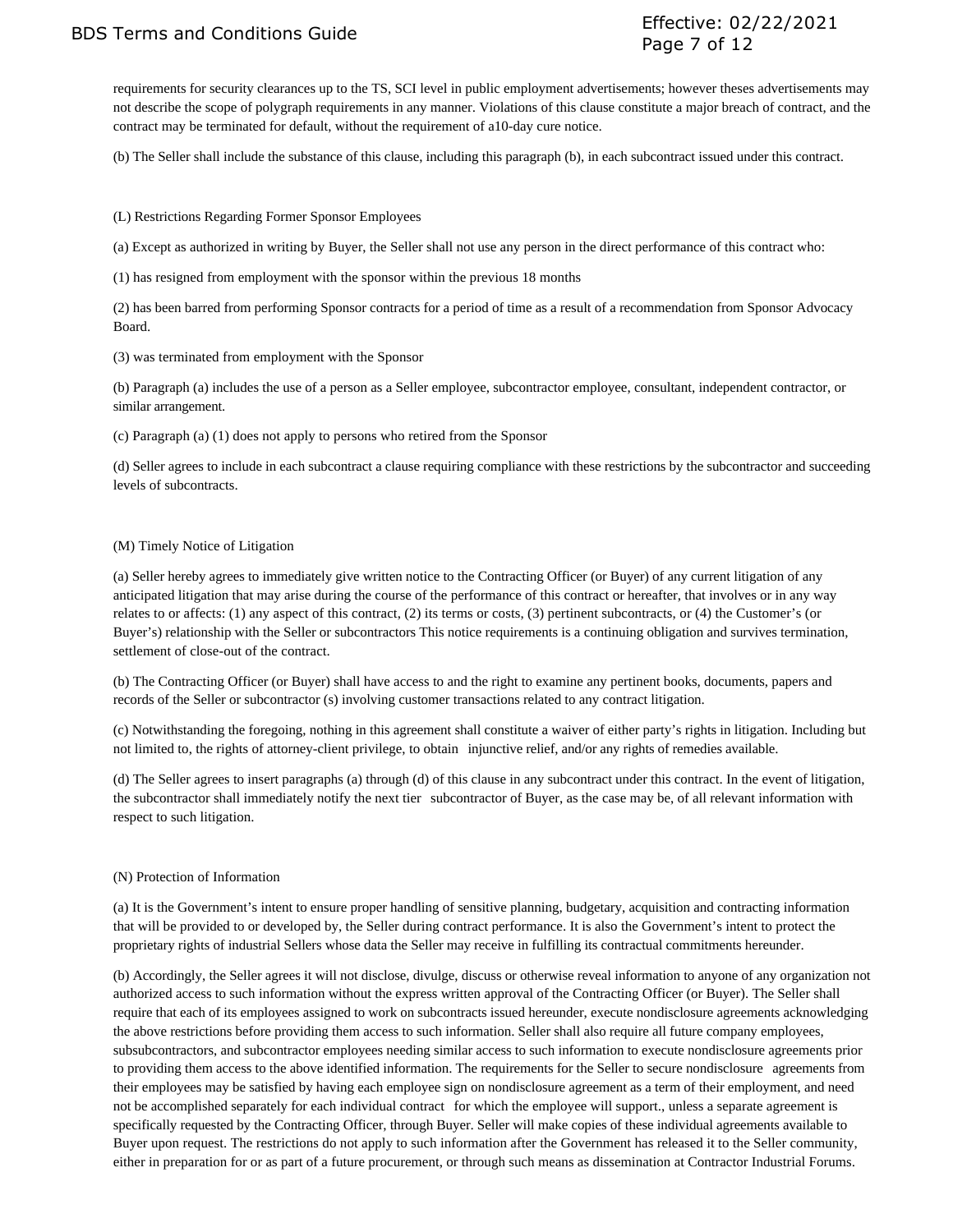requirements for security clearances up to the TS, SCI level in public employment advertisements; however theses advertisements may not describe the scope of polygraph requirements in any manner. Violations of this clause constitute a major breach of contract, and the contract may be terminated for default, without the requirement of a10-day cure notice.

(b) The Seller shall include the substance of this clause, including this paragraph (b), in each subcontract issued under this contract.

(L) Restrictions Regarding Former Sponsor Employees

(a) Except as authorized in writing by Buyer, the Seller shall not use any person in the direct performance of this contract who:

(1) has resigned from employment with the sponsor within the previous 18 months

(2) has been barred from performing Sponsor contracts for a period of time as a result of a recommendation from Sponsor Advocacy Board.

(3) was terminated from employment with the Sponsor

(b) Paragraph (a) includes the use of a person as a Seller employee, subcontractor employee, consultant, independent contractor, or similar arrangement.

(c) Paragraph (a) (1) does not apply to persons who retired from the Sponsor

(d) Seller agrees to include in each subcontract a clause requiring compliance with these restrictions by the subcontractor and succeeding levels of subcontracts.

(M) Timely Notice of Litigation

(a) Seller hereby agrees to immediately give written notice to the Contracting Officer (or Buyer) of any current litigation of any anticipated litigation that may arise during the course of the performance of this contract or hereafter, that involves or in any way relates to or affects: (1) any aspect of this contract, (2) its terms or costs, (3) pertinent subcontracts, or (4) the Customer's (or Buyer's) relationship with the Seller or subcontractors This notice requirements is a continuing obligation and survives termination, settlement of close-out of the contract.

(b) The Contracting Officer (or Buyer) shall have access to and the right to examine any pertinent books, documents, papers and records of the Seller or subcontractor (s) involving customer transactions related to any contract litigation.

(c) Notwithstanding the foregoing, nothing in this agreement shall constitute a waiver of either party's rights in litigation. Including but not limited to, the rights of attorney-client privilege, to obtain injunctive relief, and/or any rights of remedies available.

(d) The Seller agrees to insert paragraphs (a) through (d) of this clause in any subcontract under this contract. In the event of litigation, the subcontractor shall immediately notify the next tier subcontractor of Buyer, as the case may be, of all relevant information with respect to such litigation.

(N) Protection of Information

(a) It is the Government's intent to ensure proper handling of sensitive planning, budgetary, acquisition and contracting information that will be provided to or developed by, the Seller during contract performance. It is also the Government's intent to protect the proprietary rights of industrial Sellers whose data the Seller may receive in fulfilling its contractual commitments hereunder.

(b) Accordingly, the Seller agrees it will not disclose, divulge, discuss or otherwise reveal information to anyone of any organization not authorized access to such information without the express written approval of the Contracting Officer (or Buyer). The Seller shall require that each of its employees assigned to work on subcontracts issued hereunder, execute nondisclosure agreements acknowledging the above restrictions before providing them access to such information. Seller shall also require all future company employees, subsubcontractors, and subcontractor employees needing similar access to such information to execute nondisclosure agreements prior to providing them access to the above identified information. The requirements for the Seller to secure nondisclosure agreements from their employees may be satisfied by having each employee sign on nondisclosure agreement as a term of their employment, and need not be accomplished separately for each individual contract for which the employee will support., unless a separate agreement is specifically requested by the Contracting Officer, through Buyer. Seller will make copies of these individual agreements available to Buyer upon request. The restrictions do not apply to such information after the Government has released it to the Seller community, either in preparation for or as part of a future procurement, or through such means as dissemination at Contractor Industrial Forums.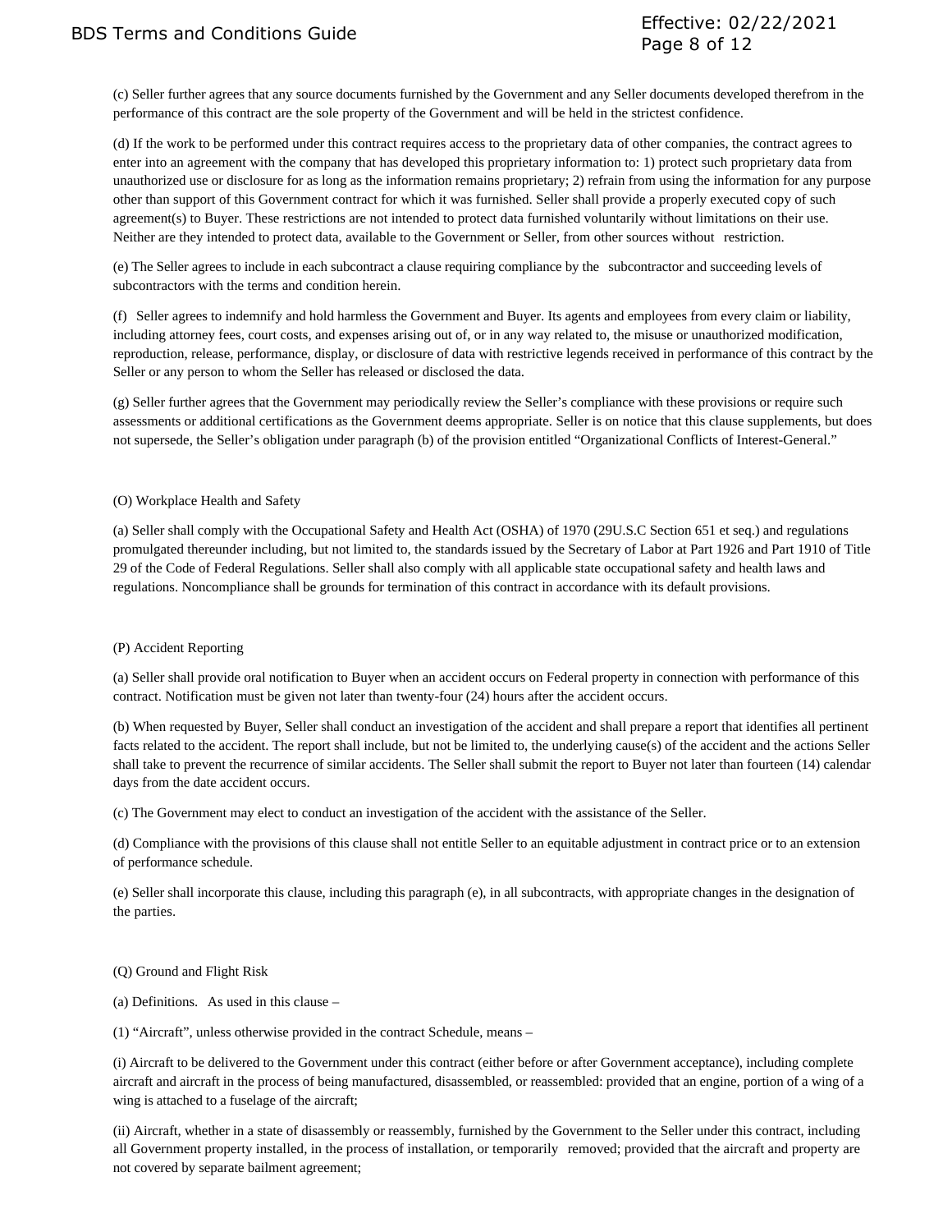(c) Seller further agrees that any source documents furnished by the Government and any Seller documents developed therefrom in the performance of this contract are the sole property of the Government and will be held in the strictest confidence.

(d) If the work to be performed under this contract requires access to the proprietary data of other companies, the contract agrees to enter into an agreement with the company that has developed this proprietary information to: 1) protect such proprietary data from unauthorized use or disclosure for as long as the information remains proprietary; 2) refrain from using the information for any purpose other than support of this Government contract for which it was furnished. Seller shall provide a properly executed copy of such agreement(s) to Buyer. These restrictions are not intended to protect data furnished voluntarily without limitations on their use. Neither are they intended to protect data, available to the Government or Seller, from other sources without restriction.

(e) The Seller agrees to include in each subcontract a clause requiring compliance by the subcontractor and succeeding levels of subcontractors with the terms and condition herein.

(f) Seller agrees to indemnify and hold harmless the Government and Buyer. Its agents and employees from every claim or liability, including attorney fees, court costs, and expenses arising out of, or in any way related to, the misuse or unauthorized modification, reproduction, release, performance, display, or disclosure of data with restrictive legends received in performance of this contract by the Seller or any person to whom the Seller has released or disclosed the data.

(g) Seller further agrees that the Government may periodically review the Seller's compliance with these provisions or require such assessments or additional certifications as the Government deems appropriate. Seller is on notice that this clause supplements, but does not supersede, the Seller's obligation under paragraph (b) of the provision entitled "Organizational Conflicts of Interest-General."

(O) Workplace Health and Safety

(a) Seller shall comply with the Occupational Safety and Health Act (OSHA) of 1970 (29U.S.C Section 651 et seq.) and regulations promulgated thereunder including, but not limited to, the standards issued by the Secretary of Labor at Part 1926 and Part 1910 of Title 29 of the Code of Federal Regulations. Seller shall also comply with all applicable state occupational safety and health laws and regulations. Noncompliance shall be grounds for termination of this contract in accordance with its default provisions.

(P) Accident Reporting

(a) Seller shall provide oral notification to Buyer when an accident occurs on Federal property in connection with performance of this contract. Notification must be given not later than twenty-four (24) hours after the accident occurs.

(b) When requested by Buyer, Seller shall conduct an investigation of the accident and shall prepare a report that identifies all pertinent facts related to the accident. The report shall include, but not be limited to, the underlying cause(s) of the accident and the actions Seller shall take to prevent the recurrence of similar accidents. The Seller shall submit the report to Buyer not later than fourteen (14) calendar days from the date accident occurs.

(c) The Government may elect to conduct an investigation of the accident with the assistance of the Seller.

(d) Compliance with the provisions of this clause shall not entitle Seller to an equitable adjustment in contract price or to an extension of performance schedule.

(e) Seller shall incorporate this clause, including this paragraph (e), in all subcontracts, with appropriate changes in the designation of the parties.

(Q) Ground and Flight Risk

(a) Definitions. As used in this clause –

(1) "Aircraft", unless otherwise provided in the contract Schedule, means –

(i) Aircraft to be delivered to the Government under this contract (either before or after Government acceptance), including complete aircraft and aircraft in the process of being manufactured, disassembled, or reassembled: provided that an engine, portion of a wing of a wing is attached to a fuselage of the aircraft;

(ii) Aircraft, whether in a state of disassembly or reassembly, furnished by the Government to the Seller under this contract, including all Government property installed, in the process of installation, or temporarily removed; provided that the aircraft and property are not covered by separate bailment agreement;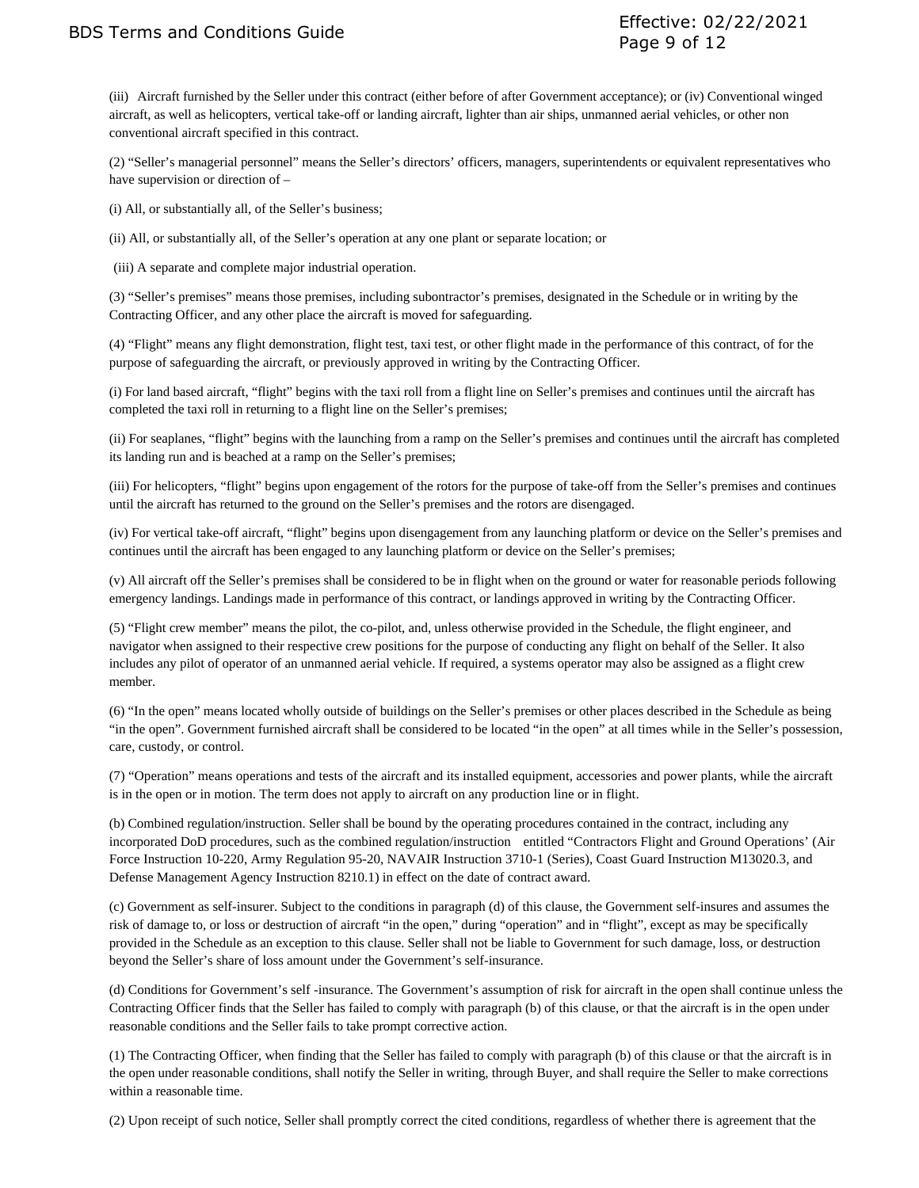(iii) Aircraft furnished by the Seller under this contract (either before of after Government acceptance); or (iv) Conventional winged aircraft, as well as helicopters, vertical take-off or landing aircraft, lighter than air ships, unmanned aerial vehicles, or other non conventional aircraft specified in this contract.

(2) "Seller's managerial personnel" means the Seller's directors' officers, managers, superintendents or equivalent representatives who have supervision or direction of –

(i) All, or substantially all, of the Seller's business;

(ii) All, or substantially all, of the Seller's operation at any one plant or separate location; or

(iii) A separate and complete major industrial operation.

(3) "Seller's premises" means those premises, including subontractor's premises, designated in the Schedule or in writing by the Contracting Officer, and any other place the aircraft is moved for safeguarding.

(4) "Flight" means any flight demonstration, flight test, taxi test, or other flight made in the performance of this contract, of for the purpose of safeguarding the aircraft, or previously approved in writing by the Contracting Officer.

(i) For land based aircraft, "flight" begins with the taxi roll from a flight line on Seller's premises and continues until the aircraft has completed the taxi roll in returning to a flight line on the Seller's premises;

(ii) For seaplanes, "flight" begins with the launching from a ramp on the Seller's premises and continues until the aircraft has completed its landing run and is beached at a ramp on the Seller's premises;

(iii) For helicopters, "flight" begins upon engagement of the rotors for the purpose of take-off from the Seller's premises and continues until the aircraft has returned to the ground on the Seller's premises and the rotors are disengaged.

(iv) For vertical take-off aircraft, "flight" begins upon disengagement from any launching platform or device on the Seller's premises and continues until the aircraft has been engaged to any launching platform or device on the Seller's premises;

(v) All aircraft off the Seller's premises shall be considered to be in flight when on the ground or water for reasonable periods following emergency landings. Landings made in performance of this contract, or landings approved in writing by the Contracting Officer.

(5) "Flight crew member" means the pilot, the co-pilot, and, unless otherwise provided in the Schedule, the flight engineer, and navigator when assigned to their respective crew positions for the purpose of conducting any flight on behalf of the Seller. It also includes any pilot of operator of an unmanned aerial vehicle. If required, a systems operator may also be assigned as a flight crew member.

(6) "In the open" means located wholly outside of buildings on the Seller's premises or other places described in the Schedule as being "in the open". Government furnished aircraft shall be considered to be located "in the open" at all times while in the Seller's possession, care, custody, or control.

(7) "Operation" means operations and tests of the aircraft and its installed equipment, accessories and power plants, while the aircraft is in the open or in motion. The term does not apply to aircraft on any production line or in flight.

(b) Combined regulation/instruction. Seller shall be bound by the operating procedures contained in the contract, including any incorporated DoD procedures, such as the combined regulation/instruction entitled "Contractors Flight and Ground Operations' (Air Force Instruction 10-220, Army Regulation 95-20, NAVAIR Instruction 3710-1 (Series), Coast Guard Instruction M13020.3, and Defense Management Agency Instruction 8210.1) in effect on the date of contract award.

(c) Government as self-insurer. Subject to the conditions in paragraph (d) of this clause, the Government self-insures and assumes the risk of damage to, or loss or destruction of aircraft "in the open," during "operation" and in "flight", except as may be specifically provided in the Schedule as an exception to this clause. Seller shall not be liable to Government for such damage, loss, or destruction beyond the Seller's share of loss amount under the Government's self-insurance.

(d) Conditions for Government's self -insurance. The Government's assumption of risk for aircraft in the open shall continue unless the Contracting Officer finds that the Seller has failed to comply with paragraph (b) of this clause, or that the aircraft is in the open under reasonable conditions and the Seller fails to take prompt corrective action.

(1) The Contracting Officer, when finding that the Seller has failed to comply with paragraph (b) of this clause or that the aircraft is in the open under reasonable conditions, shall notify the Seller in writing, through Buyer, and shall require the Seller to make corrections within a reasonable time.

(2) Upon receipt of such notice, Seller shall promptly correct the cited conditions, regardless of whether there is agreement that the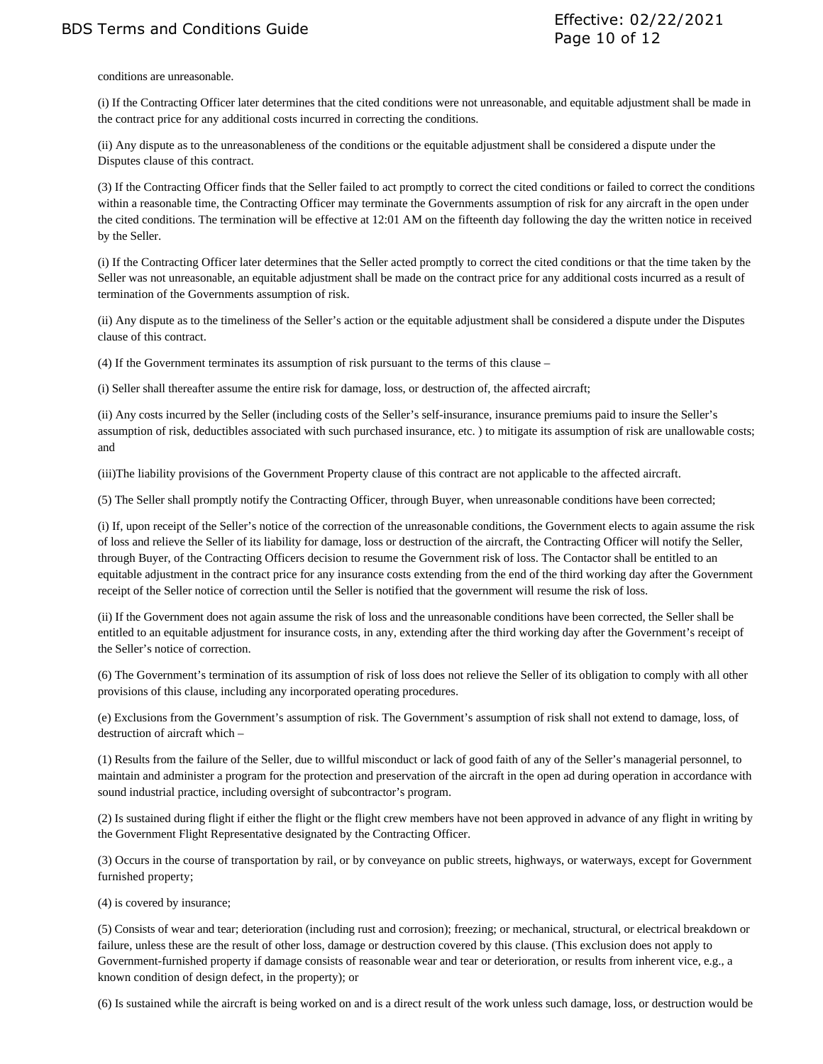conditions are unreasonable.

(i) If the Contracting Officer later determines that the cited conditions were not unreasonable, and equitable adjustment shall be made in the contract price for any additional costs incurred in correcting the conditions.

(ii) Any dispute as to the unreasonableness of the conditions or the equitable adjustment shall be considered a dispute under the Disputes clause of this contract.

(3) If the Contracting Officer finds that the Seller failed to act promptly to correct the cited conditions or failed to correct the conditions within a reasonable time, the Contracting Officer may terminate the Governments assumption of risk for any aircraft in the open under the cited conditions. The termination will be effective at 12:01 AM on the fifteenth day following the day the written notice in received by the Seller.

(i) If the Contracting Officer later determines that the Seller acted promptly to correct the cited conditions or that the time taken by the Seller was not unreasonable, an equitable adjustment shall be made on the contract price for any additional costs incurred as a result of termination of the Governments assumption of risk.

(ii) Any dispute as to the timeliness of the Seller's action or the equitable adjustment shall be considered a dispute under the Disputes clause of this contract.

(4) If the Government terminates its assumption of risk pursuant to the terms of this clause –

(i) Seller shall thereafter assume the entire risk for damage, loss, or destruction of, the affected aircraft;

(ii) Any costs incurred by the Seller (including costs of the Seller's self-insurance, insurance premiums paid to insure the Seller's assumption of risk, deductibles associated with such purchased insurance, etc. ) to mitigate its assumption of risk are unallowable costs; and

(iii)The liability provisions of the Government Property clause of this contract are not applicable to the affected aircraft.

(5) The Seller shall promptly notify the Contracting Officer, through Buyer, when unreasonable conditions have been corrected;

(i) If, upon receipt of the Seller's notice of the correction of the unreasonable conditions, the Government elects to again assume the risk of loss and relieve the Seller of its liability for damage, loss or destruction of the aircraft, the Contracting Officer will notify the Seller, through Buyer, of the Contracting Officers decision to resume the Government risk of loss. The Contactor shall be entitled to an equitable adjustment in the contract price for any insurance costs extending from the end of the third working day after the Government receipt of the Seller notice of correction until the Seller is notified that the government will resume the risk of loss.

(ii) If the Government does not again assume the risk of loss and the unreasonable conditions have been corrected, the Seller shall be entitled to an equitable adjustment for insurance costs, in any, extending after the third working day after the Government's receipt of the Seller's notice of correction.

(6) The Government's termination of its assumption of risk of loss does not relieve the Seller of its obligation to comply with all other provisions of this clause, including any incorporated operating procedures.

(e) Exclusions from the Government's assumption of risk. The Government's assumption of risk shall not extend to damage, loss, of destruction of aircraft which –

(1) Results from the failure of the Seller, due to willful misconduct or lack of good faith of any of the Seller's managerial personnel, to maintain and administer a program for the protection and preservation of the aircraft in the open ad during operation in accordance with sound industrial practice, including oversight of subcontractor's program.

(2) Is sustained during flight if either the flight or the flight crew members have not been approved in advance of any flight in writing by the Government Flight Representative designated by the Contracting Officer.

(3) Occurs in the course of transportation by rail, or by conveyance on public streets, highways, or waterways, except for Government furnished property;

(4) is covered by insurance;

(5) Consists of wear and tear; deterioration (including rust and corrosion); freezing; or mechanical, structural, or electrical breakdown or failure, unless these are the result of other loss, damage or destruction covered by this clause. (This exclusion does not apply to Government-furnished property if damage consists of reasonable wear and tear or deterioration, or results from inherent vice, e.g., a known condition of design defect, in the property); or

(6) Is sustained while the aircraft is being worked on and is a direct result of the work unless such damage, loss, or destruction would be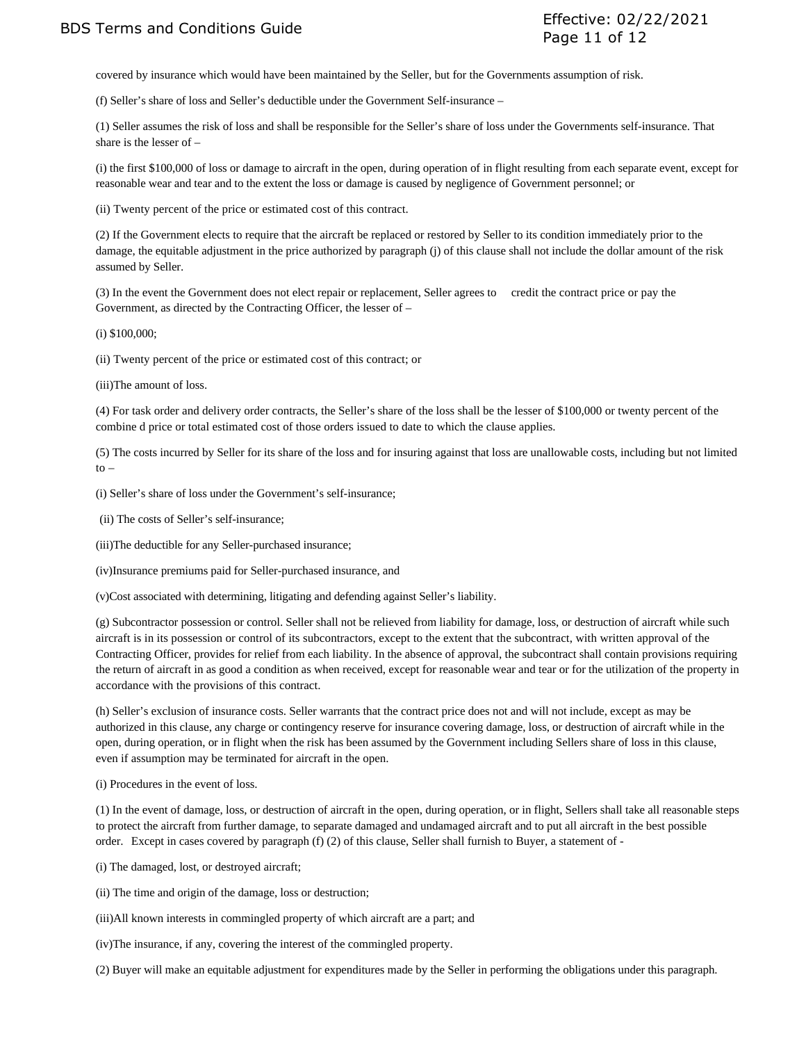covered by insurance which would have been maintained by the Seller, but for the Governments assumption of risk.

(f) Seller's share of loss and Seller's deductible under the Government Self-insurance –

(1) Seller assumes the risk of loss and shall be responsible for the Seller's share of loss under the Governments self-insurance. That share is the lesser of –

(i) the first $100,000 of loss or damage to aircraft in the open, during operation of in flight resulting from each separate event, except for reasonable wear and tear and to the extent the loss or damage is caused by negligence of Government personnel; or

(ii) Twenty percent of the price or estimated cost of this contract.

(2) If the Government elects to require that the aircraft be replaced or restored by Seller to its condition immediately prior to the damage, the equitable adjustment in the price authorized by paragraph (j) of this clause shall not include the dollar amount of the risk assumed by Seller.

(3) In the event the Government does not elect repair or replacement, Seller agrees to credit the contract price or pay the Government, as directed by the Contracting Officer, the lesser of –

(i) $100,000;

(ii) Twenty percent of the price or estimated cost of this contract; or

(iii)The amount of loss.

(4) For task order and delivery order contracts, the Seller's share of the loss shall be the lesser of $100,000 or twenty percent of the combine d price or total estimated cost of those orders issued to date to which the clause applies.

(5) The costs incurred by Seller for its share of the loss and for insuring against that loss are unallowable costs, including but not limited to –

(i) Seller's share of loss under the Government's self-insurance;

(ii) The costs of Seller's self-insurance;

(iii)The deductible for any Seller-purchased insurance;

(iv)Insurance premiums paid for Seller-purchased insurance, and

(v)Cost associated with determining, litigating and defending against Seller's liability.

(g) Subcontractor possession or control. Seller shall not be relieved from liability for damage, loss, or destruction of aircraft while such aircraft is in its possession or control of its subcontractors, except to the extent that the subcontract, with written approval of the Contracting Officer, provides for relief from each liability. In the absence of approval, the subcontract shall contain provisions requiring the return of aircraft in as good a condition as when received, except for reasonable wear and tear or for the utilization of the property in accordance with the provisions of this contract.

(h) Seller's exclusion of insurance costs. Seller warrants that the contract price does not and will not include, except as may be authorized in this clause, any charge or contingency reserve for insurance covering damage, loss, or destruction of aircraft while in the open, during operation, or in flight when the risk has been assumed by the Government including Sellers share of loss in this clause, even if assumption may be terminated for aircraft in the open.

(i) Procedures in the event of loss.

(1) In the event of damage, loss, or destruction of aircraft in the open, during operation, or in flight, Sellers shall take all reasonable steps to protect the aircraft from further damage, to separate damaged and undamaged aircraft and to put all aircraft in the best possible order. Except in cases covered by paragraph (f) (2) of this clause, Seller shall furnish to Buyer, a statement of -

(i) The damaged, lost, or destroyed aircraft;

(ii) The time and origin of the damage, loss or destruction;

(iii)All known interests in commingled property of which aircraft are a part; and

(iv)The insurance, if any, covering the interest of the commingled property.

(2) Buyer will make an equitable adjustment for expenditures made by the Seller in performing the obligations under this paragraph.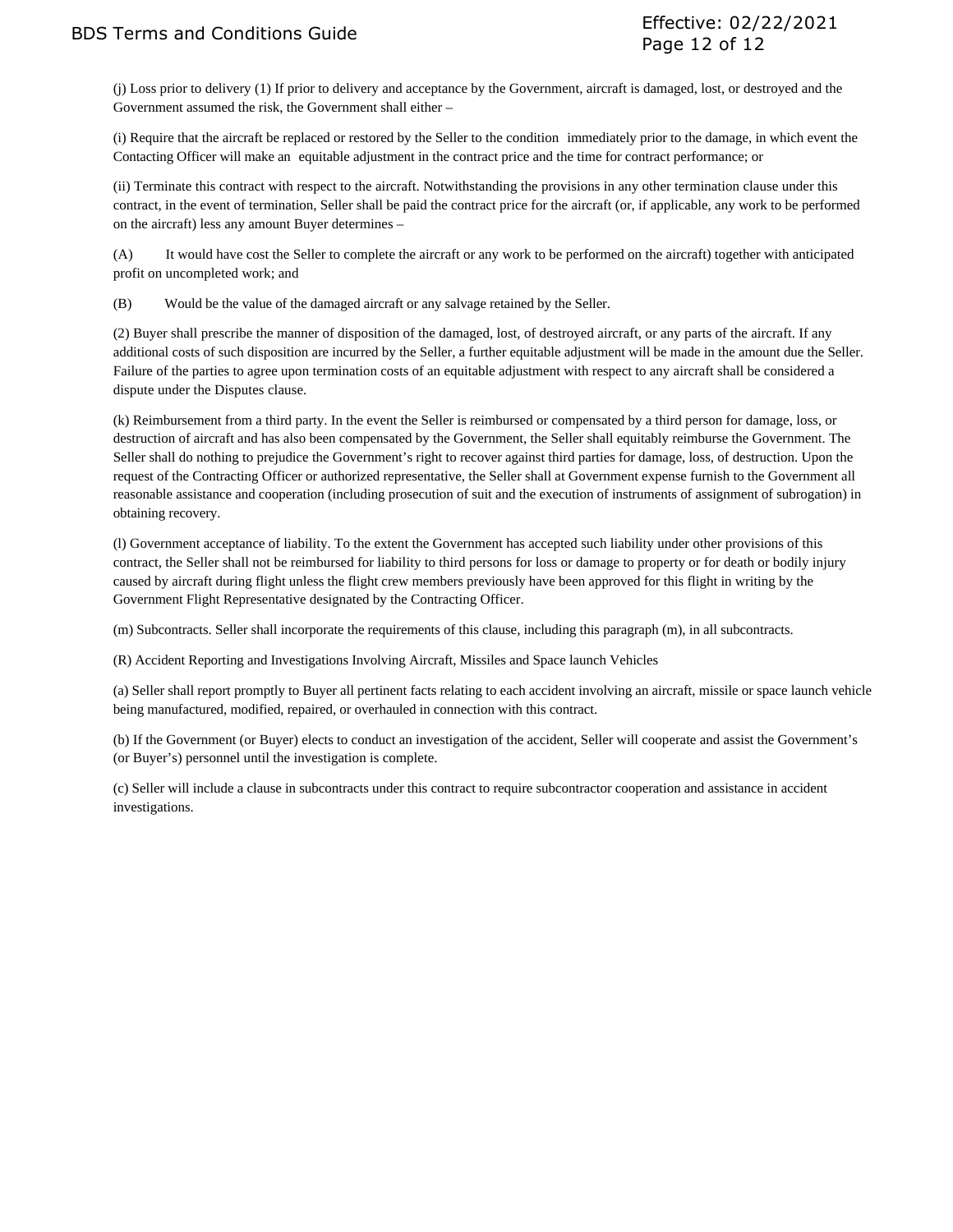(j) Loss prior to delivery (1) If prior to delivery and acceptance by the Government, aircraft is damaged, lost, or destroyed and the Government assumed the risk, the Government shall either –

(i) Require that the aircraft be replaced or restored by the Seller to the condition immediately prior to the damage, in which event the Contacting Officer will make an equitable adjustment in the contract price and the time for contract performance; or

(ii) Terminate this contract with respect to the aircraft. Notwithstanding the provisions in any other termination clause under this contract, in the event of termination, Seller shall be paid the contract price for the aircraft (or, if applicable, any work to be performed on the aircraft) less any amount Buyer determines –

(A) It would have cost the Seller to complete the aircraft or any work to be performed on the aircraft) together with anticipated profit on uncompleted work; and

(B) Would be the value of the damaged aircraft or any salvage retained by the Seller.

(2) Buyer shall prescribe the manner of disposition of the damaged, lost, of destroyed aircraft, or any parts of the aircraft. If any additional costs of such disposition are incurred by the Seller, a further equitable adjustment will be made in the amount due the Seller. Failure of the parties to agree upon termination costs of an equitable adjustment with respect to any aircraft shall be considered a dispute under the Disputes clause.

(k) Reimbursement from a third party. In the event the Seller is reimbursed or compensated by a third person for damage, loss, or destruction of aircraft and has also been compensated by the Government, the Seller shall equitably reimburse the Government. The Seller shall do nothing to prejudice the Government's right to recover against third parties for damage, loss, of destruction. Upon the request of the Contracting Officer or authorized representative, the Seller shall at Government expense furnish to the Government all reasonable assistance and cooperation (including prosecution of suit and the execution of instruments of assignment of subrogation) in obtaining recovery.

(l) Government acceptance of liability. To the extent the Government has accepted such liability under other provisions of this contract, the Seller shall not be reimbursed for liability to third persons for loss or damage to property or for death or bodily injury caused by aircraft during flight unless the flight crew members previously have been approved for this flight in writing by the Government Flight Representative designated by the Contracting Officer.

(m) Subcontracts. Seller shall incorporate the requirements of this clause, including this paragraph (m), in all subcontracts.

(R) Accident Reporting and Investigations Involving Aircraft, Missiles and Space launch Vehicles

(a) Seller shall report promptly to Buyer all pertinent facts relating to each accident involving an aircraft, missile or space launch vehicle being manufactured, modified, repaired, or overhauled in connection with this contract.

(b) If the Government (or Buyer) elects to conduct an investigation of the accident, Seller will cooperate and assist the Government's (or Buyer's) personnel until the investigation is complete.

(c) Seller will include a clause in subcontracts under this contract to require subcontractor cooperation and assistance in accident investigations.